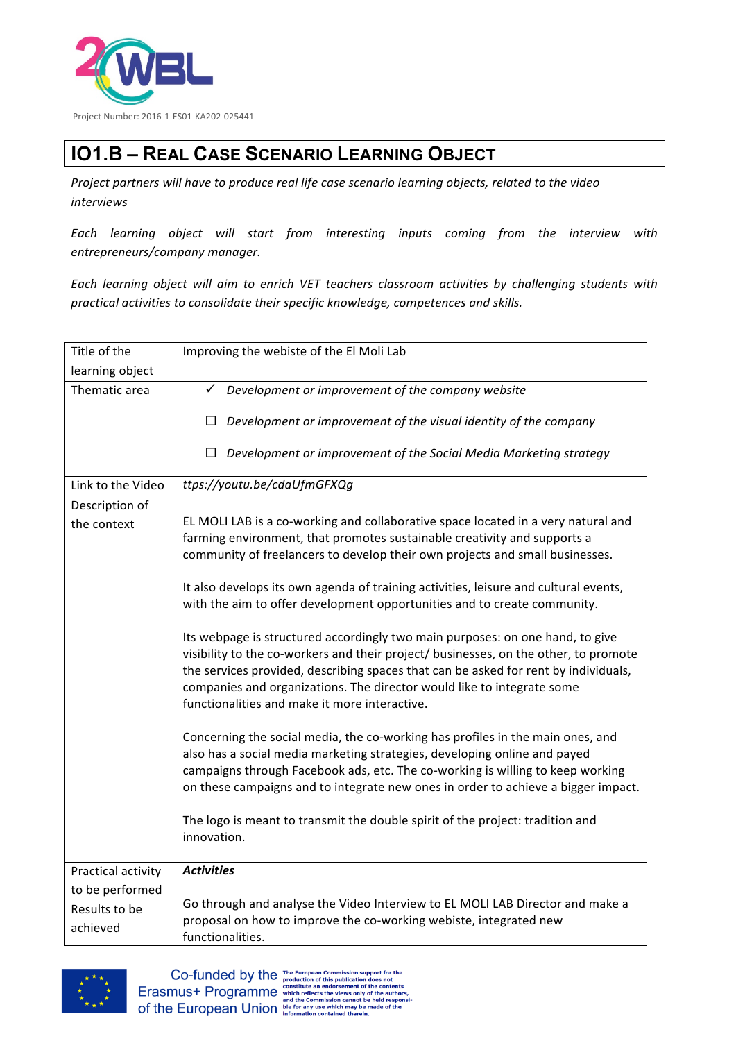Project Number: 2016-1-ES01-KA202-025441

# IO1.B – Real Case Scenario Learning Object

*Project partners will have to produce real life case scenario learning objects, related to the video interviews*

*Each learning object will start from interesting inputs coming from the interview with entrepreneurs/company manager.*

*Each learning object will aim to enrich VET teachers classroom activities by challenging students with practical activities to consolidate their specific knowledge, competences and skills.*

| Title of the learning object | Improving the webiste of the El Moli Lab |
|---|---|
| Thematic area | ✓ *Development or improvement of the company website*<br><br>☐ *Development or improvement of the visual identity of the company*<br><br>☐ *Development or improvement of the Social Media Marketing strategy* |
| Link to the Video | *ttps://youtu.be/cdaUfmGFXQg* |
| Description of the context | EL MOLI LAB is a co-working and collaborative space located in a very natural and farming environment, that promotes sustainable creativity and supports a community of freelancers to develop their own projects and small businesses.<br><br>It also develops its own agenda of training activities, leisure and cultural events, with the aim to offer development opportunities and to create community.<br><br>Its webpage is structured accordingly two main purposes: on one hand, to give visibility to the co-workers and their project/ businesses, on the other, to promote the services provided, describing spaces that can be asked for rent by individuals, companies and organizations. The director would like to integrate some functionalities and make it more interactive.<br><br>Concerning the social media, the co-working has profiles in the main ones, and also has a social media marketing strategies, developing online and payed campaigns through Facebook ads, etc. The co-working is willing to keep working on these campaigns and to integrate new ones in order to achieve a bigger impact.<br><br>The logo is meant to transmit the double spirit of the project: tradition and innovation. |
| Practical activity to be performed Results to be achieved | ***Activities***<br><br>Go through and analyse the Video Interview to EL MOLI LAB Director and make a proposal on how to improve the co-working webiste, integrated new functionalities. |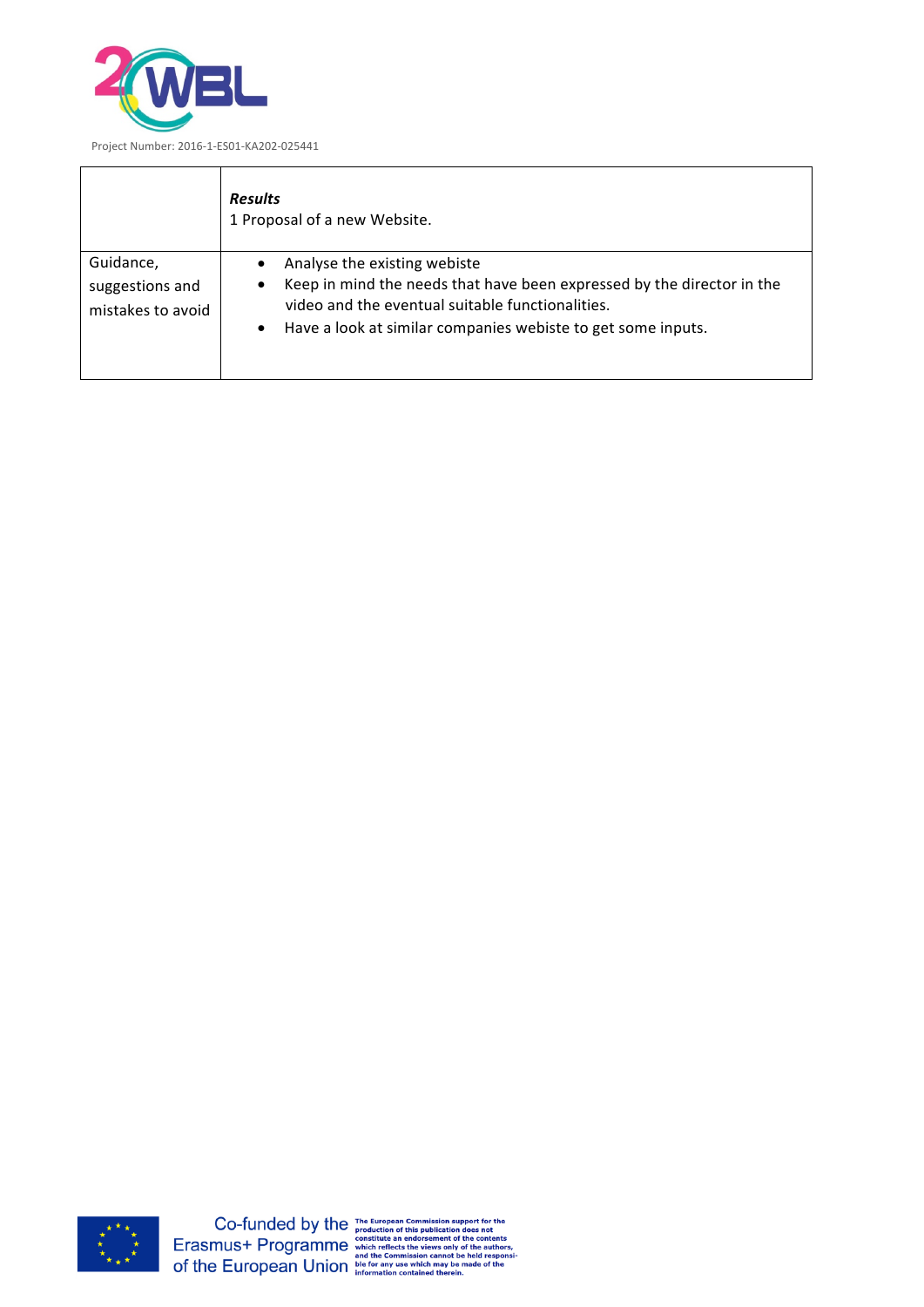| | |
|---|---|
| | ***Results***<br>1 Proposal of a new Website. |
| Guidance, suggestions and mistakes to avoid | • Analyse the existing webiste<br>• Keep in mind the needs that have been expressed by the director in the video and the eventual suitable functionalities.<br>• Have a look at similar companies webiste to get some inputs. |